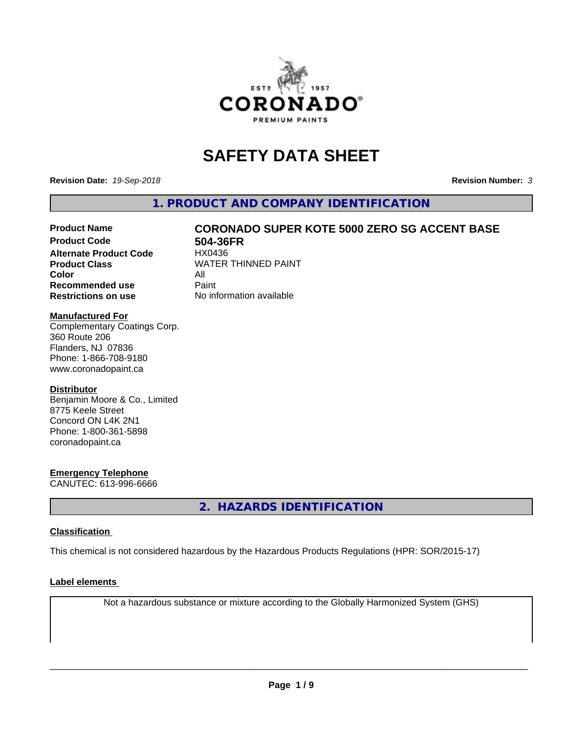# SAFETY DATA SHEET

**Revision Date:** *19-Sep-2018* **Revision Number:** *3*

## 1. PRODUCT AND COMPANY IDENTIFICATION

| | |
|---|---|
| **Product Name** | **CORONADO SUPER KOTE 5000 ZERO SG ACCENT BASE** |
| **Product Code** | **504-36FR** |
| **Alternate Product Code** | HX0436 |
| **Product Class** | WATER THINNED PAINT |
| **Color** | All |
| **Recommended use** | Paint |
| **Restrictions on use** | No information available |

**Manufactured For**
Complementary Coatings Corp.
360 Route 206
Flanders, NJ 07836
Phone: 1-866-708-9180
www.coronadopaint.ca

**Distributor**
Benjamin Moore & Co., Limited
8775 Keele Street
Concord ON L4K 2N1
Phone: 1-800-361-5898
coronadopaint.ca

**Emergency Telephone**
CANUTEC: 613-996-6666

## 2. HAZARDS IDENTIFICATION

**Classification**

This chemical is not considered hazardous by the Hazardous Products Regulations (HPR: SOR/2015-17)

**Label elements**

Not a hazardous substance or mixture according to the Globally Harmonized System (GHS)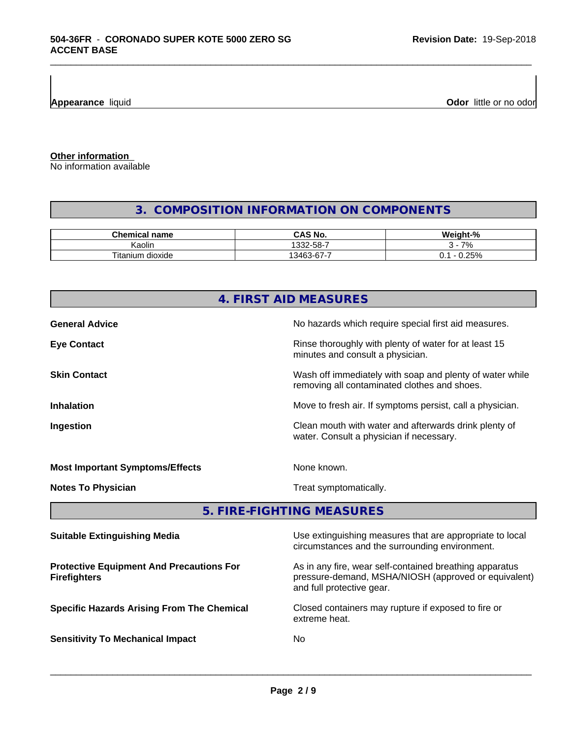**Appearance** liquid

**Odor** little or no odor

**Other information**
No information available

## 3. COMPOSITION INFORMATION ON COMPONENTS

| Chemical name | CAS No. | Weight-% |
|---|---|---|
| Kaolin | 1332-58-7 | 3 - 7% |
| Titanium dioxide | 13463-67-7 | 0.1 - 0.25% |

## 4. FIRST AID MEASURES

**General Advice**
No hazards which require special first aid measures.

**Eye Contact**
Rinse thoroughly with plenty of water for at least 15 minutes and consult a physician.

**Skin Contact**
Wash off immediately with soap and plenty of water while removing all contaminated clothes and shoes.

**Inhalation**
Move to fresh air. If symptoms persist, call a physician.

**Ingestion**
Clean mouth with water and afterwards drink plenty of water. Consult a physician if necessary.

**Most Important Symptoms/Effects**
None known.

**Notes To Physician**
Treat symptomatically.

## 5. FIRE-FIGHTING MEASURES

**Suitable Extinguishing Media**
Use extinguishing measures that are appropriate to local circumstances and the surrounding environment.

**Protective Equipment And Precautions For Firefighters**
As in any fire, wear self-contained breathing apparatus pressure-demand, MSHA/NIOSH (approved or equivalent) and full protective gear.

**Specific Hazards Arising From The Chemical**
Closed containers may rupture if exposed to fire or extreme heat.

**Sensitivity To Mechanical Impact**
No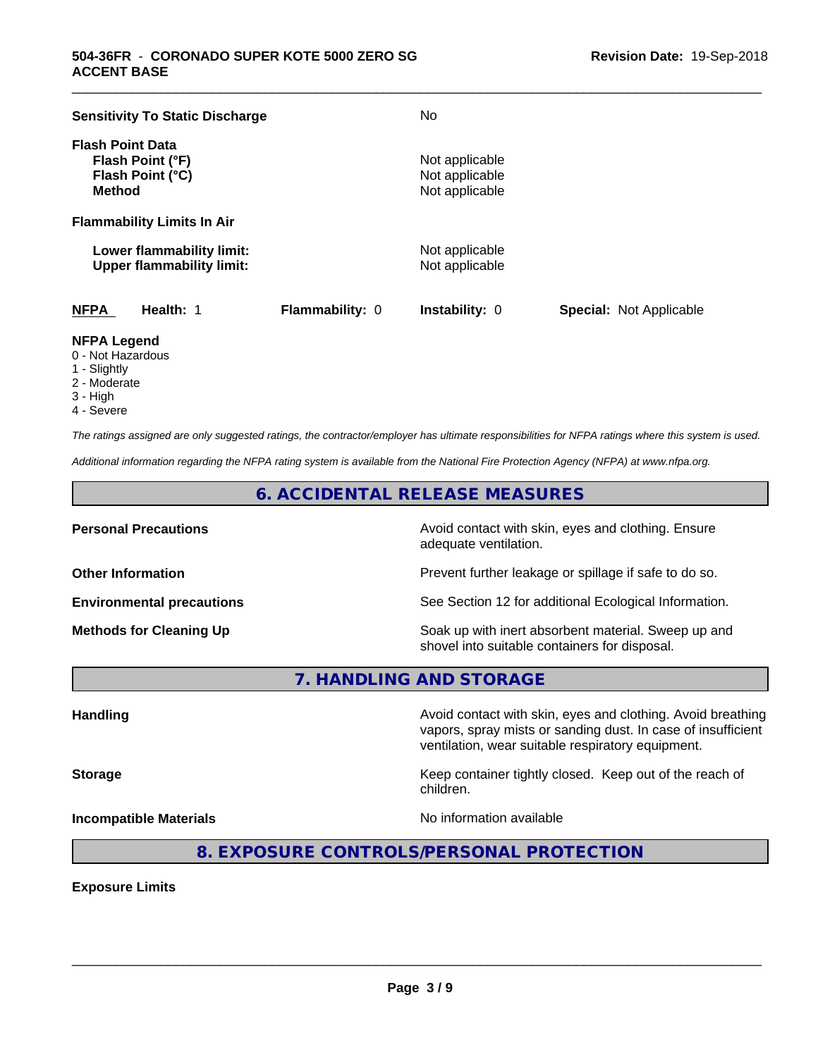**Sensitivity To Static Discharge** No

**Flash Point Data**

| | |
|---|---|
| **Flash Point (°F)** | Not applicable |
| **Flash Point (°C)** | Not applicable |
| **Method** | Not applicable |

**Flammability Limits In Air**

| | |
|---|---|
| **Lower flammability limit:** | Not applicable |
| **Upper flammability limit:** | Not applicable |

| **NFPA** | **Health:** 1 | **Flammability:** 0 | **Instability:** 0 | **Special:** Not Applicable |
|---|---|---|---|---|

**NFPA Legend**
- 0 - Not Hazardous
- 1 - Slightly
- 2 - Moderate
- 3 - High
- 4 - Severe

*The ratings assigned are only suggested ratings, the contractor/employer has ultimate responsibilities for NFPA ratings where this system is used.*

*Additional information regarding the NFPA rating system is available from the National Fire Protection Agency (NFPA) at www.nfpa.org.*

## 6. ACCIDENTAL RELEASE MEASURES

| | |
|---|---|
| **Personal Precautions** | Avoid contact with skin, eyes and clothing. Ensure adequate ventilation. |
| **Other Information** | Prevent further leakage or spillage if safe to do so. |
| **Environmental precautions** | See Section 12 for additional Ecological Information. |
| **Methods for Cleaning Up** | Soak up with inert absorbent material. Sweep up and shovel into suitable containers for disposal. |

## 7. HANDLING AND STORAGE

| | |
|---|---|
| **Handling** | Avoid contact with skin, eyes and clothing. Avoid breathing vapors, spray mists or sanding dust. In case of insufficient ventilation, wear suitable respiratory equipment. |
| **Storage** | Keep container tightly closed. Keep out of the reach of children. |
| **Incompatible Materials** | No information available |

## 8. EXPOSURE CONTROLS/PERSONAL PROTECTION

**Exposure Limits**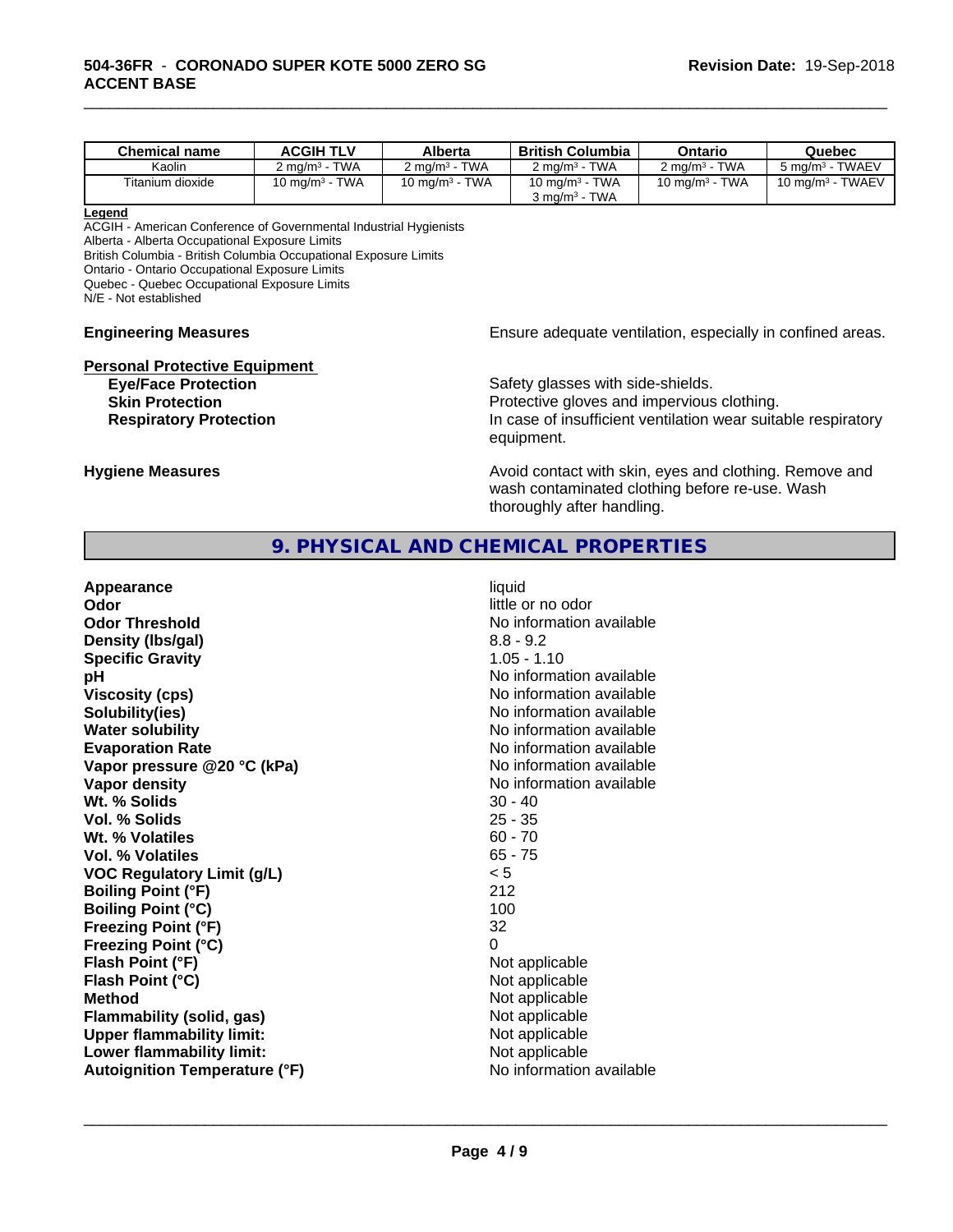| Chemical name | ACGIH TLV | Alberta | British Columbia | Ontario | Quebec |
|---|---|---|---|---|---|
| Kaolin | 2 mg/m³ - TWA | 2 mg/m³ - TWA | 2 mg/m³ - TWA | 2 mg/m³ - TWA | 5 mg/m³ - TWAEV |
| Titanium dioxide | 10 mg/m³ - TWA | 10 mg/m³ - TWA | 10 mg/m³ - TWA<br>3 mg/m³ - TWA | 10 mg/m³ - TWA | 10 mg/m³ - TWAEV |

**Legend**
ACGIH - American Conference of Governmental Industrial Hygienists
Alberta - Alberta Occupational Exposure Limits
British Columbia - British Columbia Occupational Exposure Limits
Ontario - Ontario Occupational Exposure Limits
Quebec - Quebec Occupational Exposure Limits
N/E - Not established

**Engineering Measures** Ensure adequate ventilation, especially in confined areas.

**Personal Protective Equipment**

**Eye/Face Protection** Safety glasses with side-shields.

**Skin Protection** Protective gloves and impervious clothing.

**Respiratory Protection** In case of insufficient ventilation wear suitable respiratory equipment.

**Hygiene Measures** Avoid contact with skin, eyes and clothing. Remove and wash contaminated clothing before re-use. Wash thoroughly after handling.

## 9. PHYSICAL AND CHEMICAL PROPERTIES

| | |
|---|---|
| **Appearance** | liquid |
| **Odor** | little or no odor |
| **Odor Threshold** | No information available |
| **Density (lbs/gal)** | 8.8 - 9.2 |
| **Specific Gravity** | 1.05 - 1.10 |
| **pH** | No information available |
| **Viscosity (cps)** | No information available |
| **Solubility(ies)** | No information available |
| **Water solubility** | No information available |
| **Evaporation Rate** | No information available |
| **Vapor pressure @20 °C (kPa)** | No information available |
| **Vapor density** | No information available |
| **Wt. % Solids** | 30 - 40 |
| **Vol. % Solids** | 25 - 35 |
| **Wt. % Volatiles** | 60 - 70 |
| **Vol. % Volatiles** | 65 - 75 |
| **VOC Regulatory Limit (g/L)** | < 5 |
| **Boiling Point (°F)** | 212 |
| **Boiling Point (°C)** | 100 |
| **Freezing Point (°F)** | 32 |
| **Freezing Point (°C)** | 0 |
| **Flash Point (°F)** | Not applicable |
| **Flash Point (°C)** | Not applicable |
| **Method** | Not applicable |
| **Flammability (solid, gas)** | Not applicable |
| **Upper flammability limit:** | Not applicable |
| **Lower flammability limit:** | Not applicable |
| **Autoignition Temperature (°F)** | No information available |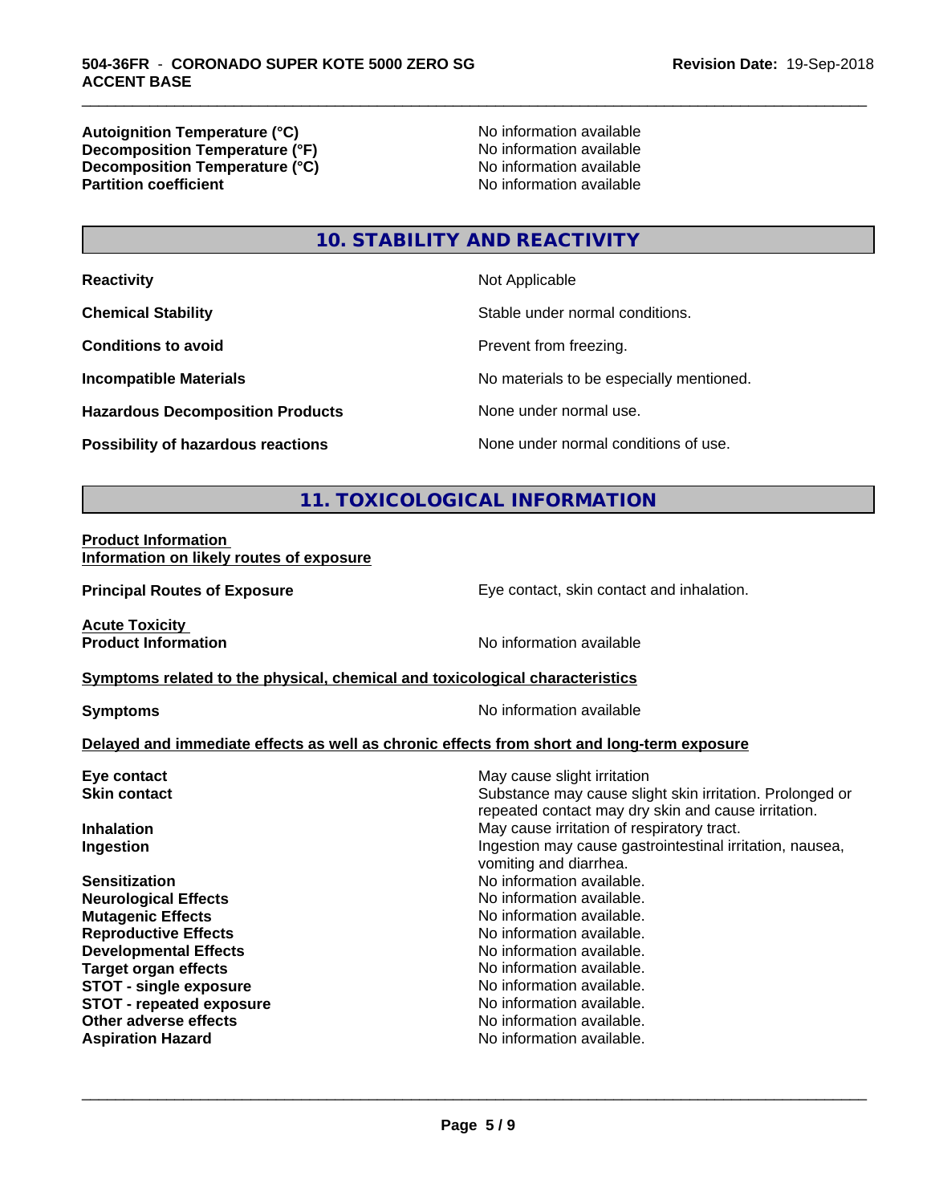| | |
|---|---|
| **Autoignition Temperature (°C)** | No information available |
| **Decomposition Temperature (°F)** | No information available |
| **Decomposition Temperature (°C)** | No information available |
| **Partition coefficient** | No information available |

## 10. STABILITY AND REACTIVITY

| | |
|---|---|
| **Reactivity** | Not Applicable |
| **Chemical Stability** | Stable under normal conditions. |
| **Conditions to avoid** | Prevent from freezing. |
| **Incompatible Materials** | No materials to be especially mentioned. |
| **Hazardous Decomposition Products** | None under normal use. |
| **Possibility of hazardous reactions** | None under normal conditions of use. |

## 11. TOXICOLOGICAL INFORMATION

**Product Information**
**Information on likely routes of exposure**

| | |
|---|---|
| **Principal Routes of Exposure** | Eye contact, skin contact and inhalation. |

**Acute Toxicity**

| | |
|---|---|
| **Product Information** | No information available |

**Symptoms related to the physical, chemical and toxicological characteristics**

| | |
|---|---|
| **Symptoms** | No information available |

**Delayed and immediate effects as well as chronic effects from short and long-term exposure**

| | |
|---|---|
| **Eye contact** | May cause slight irritation |
| **Skin contact** | Substance may cause slight skin irritation. Prolonged or repeated contact may dry skin and cause irritation. |
| **Inhalation** | May cause irritation of respiratory tract. |
| **Ingestion** | Ingestion may cause gastrointestinal irritation, nausea, vomiting and diarrhea. |
| **Sensitization** | No information available. |
| **Neurological Effects** | No information available. |
| **Mutagenic Effects** | No information available. |
| **Reproductive Effects** | No information available. |
| **Developmental Effects** | No information available. |
| **Target organ effects** | No information available. |
| **STOT - single exposure** | No information available. |
| **STOT - repeated exposure** | No information available. |
| **Other adverse effects** | No information available. |
| **Aspiration Hazard** | No information available. |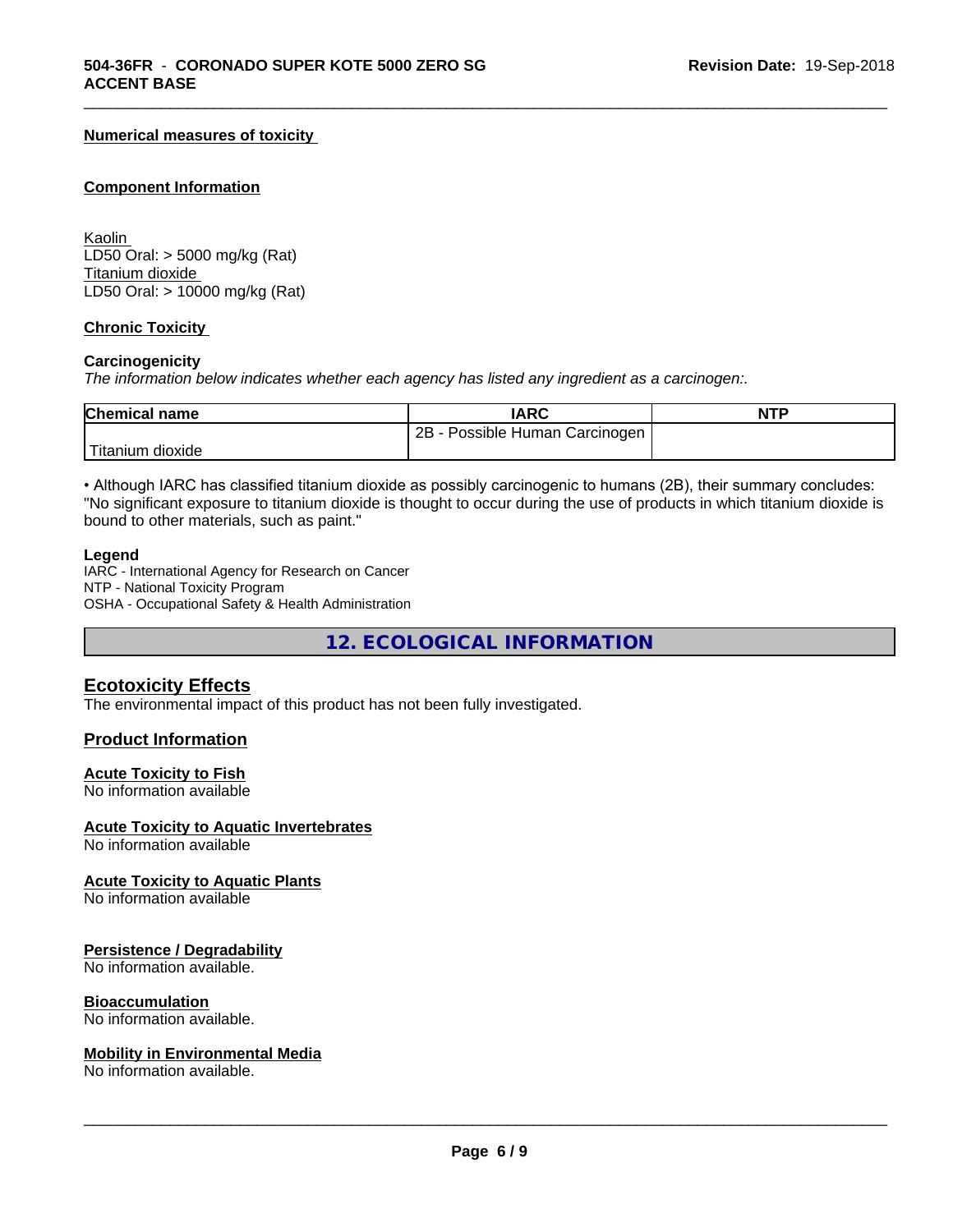**Numerical measures of toxicity**

**Component Information**

Kaolin
LD50 Oral: > 5000 mg/kg (Rat)
Titanium dioxide
LD50 Oral: > 10000 mg/kg (Rat)

**Chronic Toxicity**

**Carcinogenicity**

*The information below indicates whether each agency has listed any ingredient as a carcinogen:.*

| Chemical name | IARC | NTP |
|---|---|---|
| Titanium dioxide | 2B - Possible Human Carcinogen | |

• Although IARC has classified titanium dioxide as possibly carcinogenic to humans (2B), their summary concludes: "No significant exposure to titanium dioxide is thought to occur during the use of products in which titanium dioxide is bound to other materials, such as paint."

**Legend**

IARC - International Agency for Research on Cancer
NTP - National Toxicity Program
OSHA - Occupational Safety & Health Administration

## 12. ECOLOGICAL INFORMATION

### Ecotoxicity Effects

The environmental impact of this product has not been fully investigated.

### Product Information

**Acute Toxicity to Fish**
No information available

**Acute Toxicity to Aquatic Invertebrates**
No information available

**Acute Toxicity to Aquatic Plants**
No information available

**Persistence / Degradability**
No information available.

**Bioaccumulation**
No information available.

**Mobility in Environmental Media**
No information available.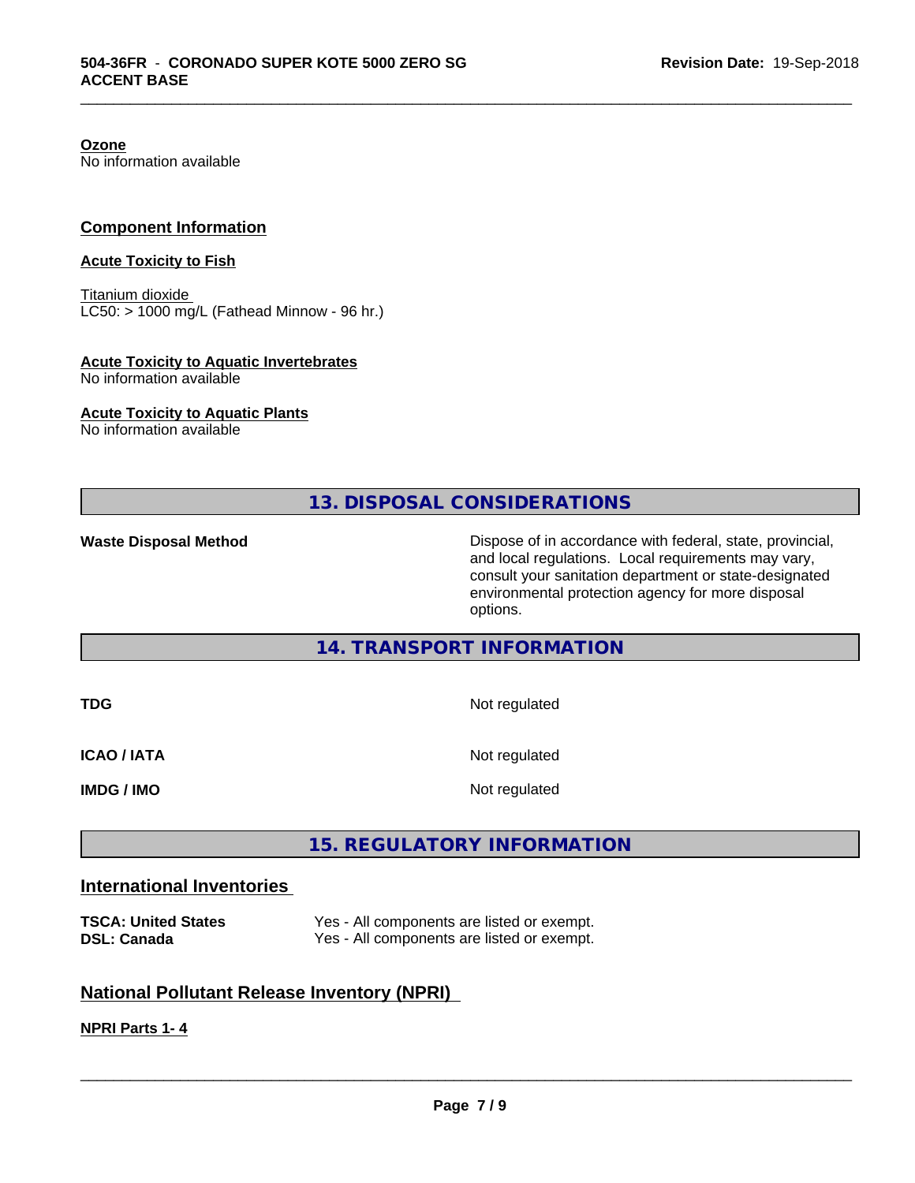**Ozone**
No information available

## Component Information

**Acute Toxicity to Fish**

Titanium dioxide
LC50: > 1000 mg/L (Fathead Minnow - 96 hr.)

**Acute Toxicity to Aquatic Invertebrates**
No information available

**Acute Toxicity to Aquatic Plants**
No information available

## 13. DISPOSAL CONSIDERATIONS

| | |
|---|---|
| **Waste Disposal Method** | Dispose of in accordance with federal, state, provincial, and local regulations. Local requirements may vary, consult your sanitation department or state-designated environmental protection agency for more disposal options. |

## 14. TRANSPORT INFORMATION

| | |
|---|---|
| **TDG** | Not regulated |
| **ICAO / IATA** | Not regulated |
| **IMDG / IMO** | Not regulated |

## 15. REGULATORY INFORMATION

### International Inventories

| | |
|---|---|
| **TSCA: United States** | Yes - All components are listed or exempt. |
| **DSL: Canada** | Yes - All components are listed or exempt. |

### National Pollutant Release Inventory (NPRI)

**NPRI Parts 1- 4**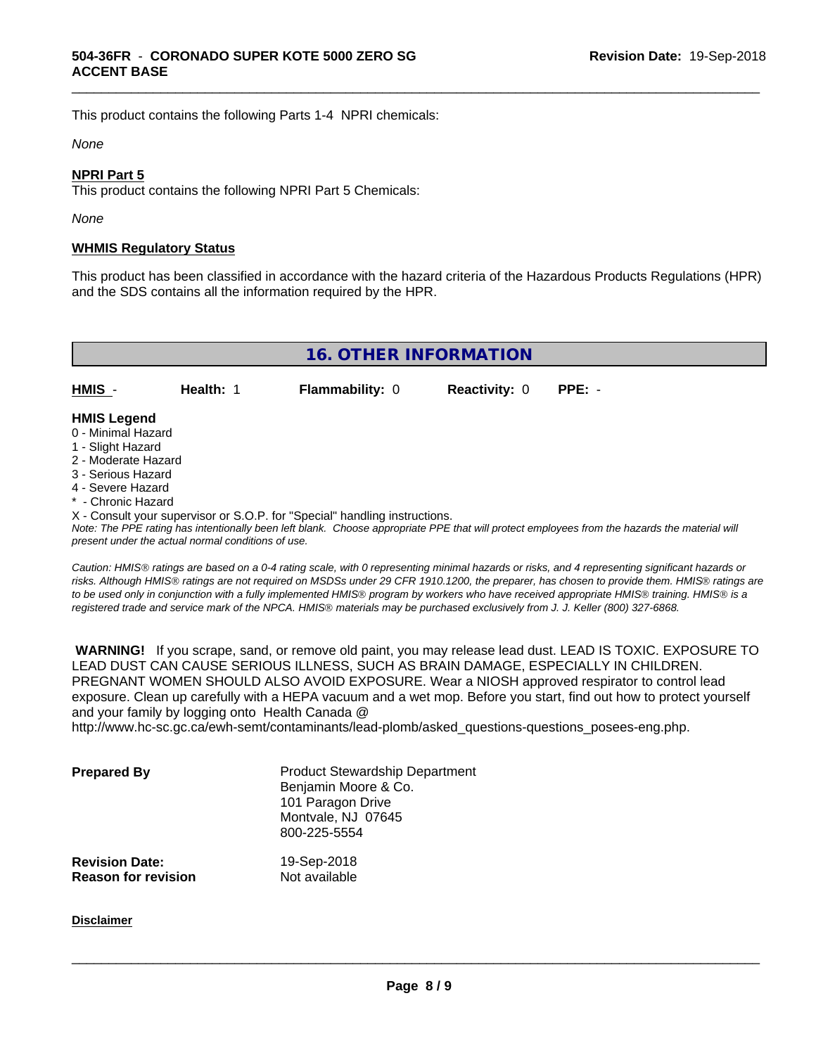This product contains the following Parts 1-4 NPRI chemicals:

*None*

**NPRI Part 5**

This product contains the following NPRI Part 5 Chemicals:

*None*

**WHMIS Regulatory Status**

This product has been classified in accordance with the hazard criteria of the Hazardous Products Regulations (HPR) and the SDS contains all the information required by the HPR.

## 16. OTHER INFORMATION

| **HMIS** - | **Health:** 1 | **Flammability:** 0 | **Reactivity:** 0 | **PPE:** - |
|---|---|---|---|---|

**HMIS Legend**

0 - Minimal Hazard
1 - Slight Hazard
2 - Moderate Hazard
3 - Serious Hazard
4 - Severe Hazard
* - Chronic Hazard
X - Consult your supervisor or S.O.P. for "Special" handling instructions.

*Note: The PPE rating has intentionally been left blank. Choose appropriate PPE that will protect employees from the hazards the material will present under the actual normal conditions of use.*

*Caution: HMIS® ratings are based on a 0-4 rating scale, with 0 representing minimal hazards or risks, and 4 representing significant hazards or risks. Although HMIS® ratings are not required on MSDSs under 29 CFR 1910.1200, the preparer, has chosen to provide them. HMIS® ratings are to be used only in conjunction with a fully implemented HMIS® program by workers who have received appropriate HMIS® training. HMIS® is a registered trade and service mark of the NPCA. HMIS® materials may be purchased exclusively from J. J. Keller (800) 327-6868.*

**WARNING!** If you scrape, sand, or remove old paint, you may release lead dust. LEAD IS TOXIC. EXPOSURE TO LEAD DUST CAN CAUSE SERIOUS ILLNESS, SUCH AS BRAIN DAMAGE, ESPECIALLY IN CHILDREN. PREGNANT WOMEN SHOULD ALSO AVOID EXPOSURE. Wear a NIOSH approved respirator to control lead exposure. Clean up carefully with a HEPA vacuum and a wet mop. Before you start, find out how to protect yourself and your family by logging onto Health Canada @ http://www.hc-sc.gc.ca/ewh-semt/contaminants/lead-plomb/asked_questions-questions_posees-eng.php.

**Prepared By**

Product Stewardship Department
Benjamin Moore & Co.
101 Paragon Drive
Montvale, NJ 07645
800-225-5554

**Revision Date:** 19-Sep-2018
**Reason for revision** Not available

**Disclaimer**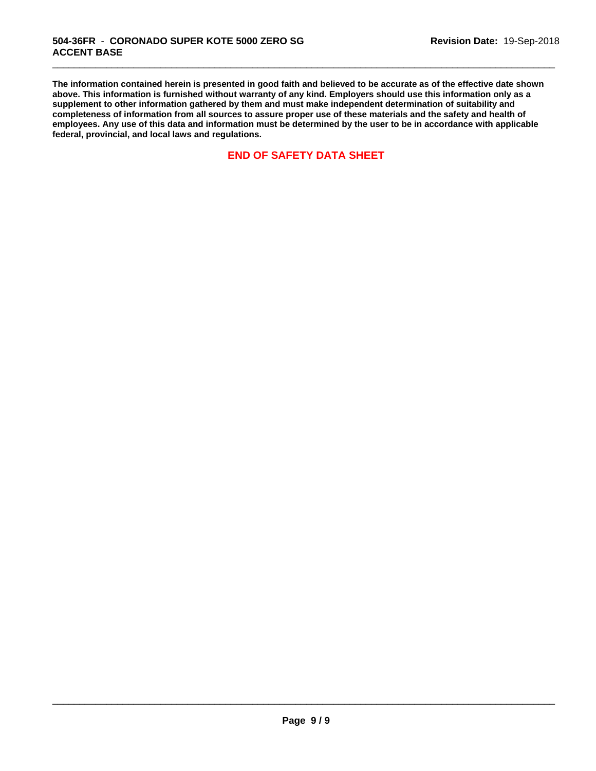**The information contained herein is presented in good faith and believed to be accurate as of the effective date shown above. This information is furnished without warranty of any kind. Employers should use this information only as a supplement to other information gathered by them and must make independent determination of suitability and completeness of information from all sources to assure proper use of these materials and the safety and health of employees. Any use of this data and information must be determined by the user to be in accordance with applicable federal, provincial, and local laws and regulations.**

**END OF SAFETY DATA SHEET**